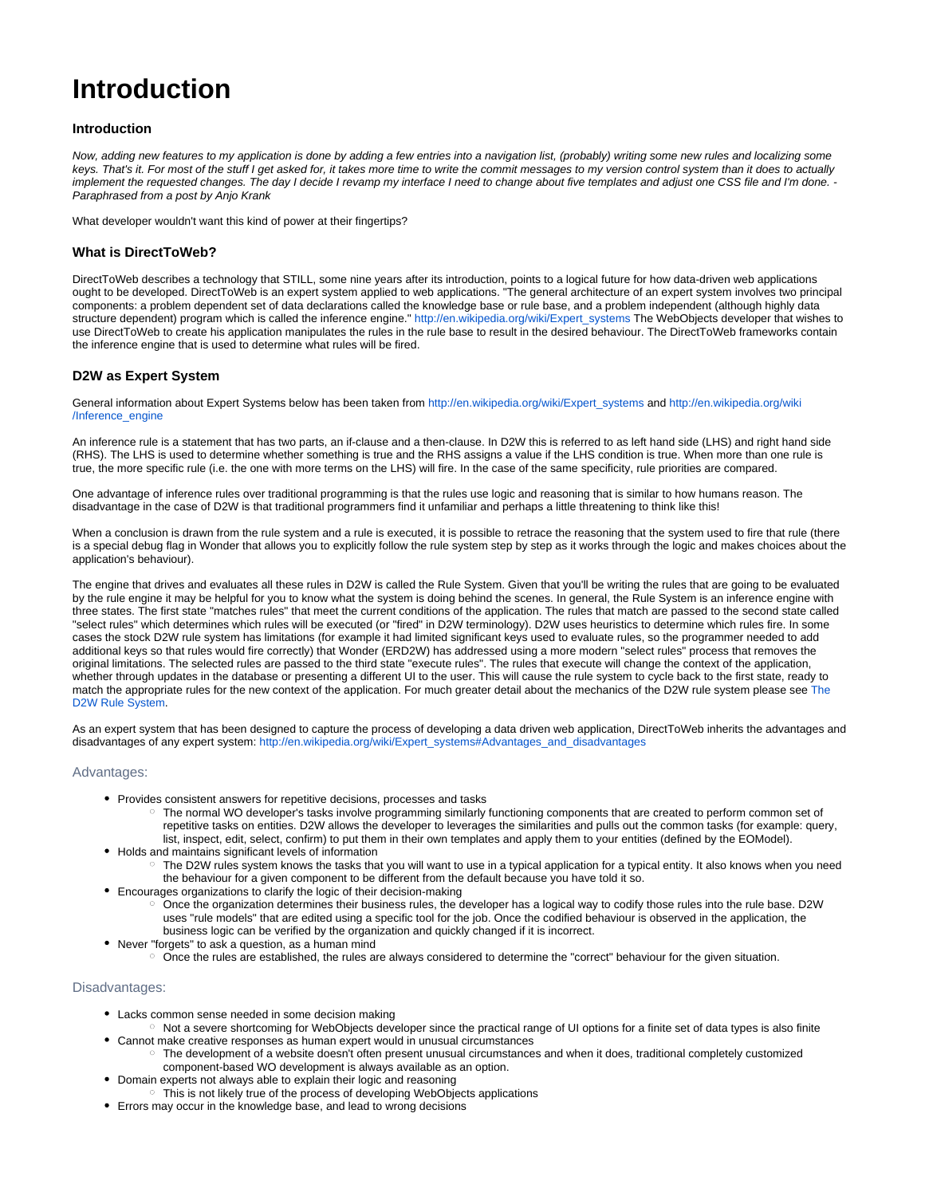# Introduction

### Introduction

*Now, adding new features to my application is done by adding a few entries into a navigation list, (probably) writing some new rules and localizing some keys. That's it. For most of the stuff I get asked for, it takes more time to write the commit messages to my version control system than it does to actually implement the requested changes. The day I decide I revamp my interface I need to change about five templates and adjust one CSS file and I'm done. - Paraphrased from a post by Anjo Krank*

What developer wouldn't want this kind of power at their fingertips?

### What is DirectToWeb?

DirectToWeb describes a technology that STILL, some nine years after its introduction, points to a logical future for how data-driven web applications ought to be developed. DirectToWeb is an expert system applied to web applications. "The general architecture of an expert system involves two principal components: a problem dependent set of data declarations called the knowledge base or rule base, and a problem independent (although highly data structure dependent) program which is called the inference engine." http://en.wikipedia.org/wiki/Expert_systems The WebObjects developer that wishes to use DirectToWeb to create his application manipulates the rules in the rule base to result in the desired behaviour. The DirectToWeb frameworks contain the inference engine that is used to determine what rules will be fired.

### D2W as Expert System

General information about Expert Systems below has been taken from http://en.wikipedia.org/wiki/Expert_systems and http://en.wikipedia.org/wiki/Inference_engine

An inference rule is a statement that has two parts, an if-clause and a then-clause. In D2W this is referred to as left hand side (LHS) and right hand side (RHS). The LHS is used to determine whether something is true and the RHS assigns a value if the LHS condition is true. When more than one rule is true, the more specific rule (i.e. the one with more terms on the LHS) will fire. In the case of the same specificity, rule priorities are compared.

One advantage of inference rules over traditional programming is that the rules use logic and reasoning that is similar to how humans reason. The disadvantage in the case of D2W is that traditional programmers find it unfamiliar and perhaps a little threatening to think like this!

When a conclusion is drawn from the rule system and a rule is executed, it is possible to retrace the reasoning that the system used to fire that rule (there is a special debug flag in Wonder that allows you to explicitly follow the rule system step by step as it works through the logic and makes choices about the application's behaviour).

The engine that drives and evaluates all these rules in D2W is called the Rule System. Given that you'll be writing the rules that are going to be evaluated by the rule engine it may be helpful for you to know what the system is doing behind the scenes. In general, the Rule System is an inference engine with three states. The first state "matches rules" that meet the current conditions of the application. The rules that match are passed to the second state called "select rules" which determines which rules will be executed (or "fired" in D2W terminology). D2W uses heuristics to determine which rules fire. In some cases the stock D2W rule system has limitations (for example it had limited significant keys used to evaluate rules, so the programmer needed to add additional keys so that rules would fire correctly) that Wonder (ERD2W) has addressed using a more modern "select rules" process that removes the original limitations. The selected rules are passed to the third state "execute rules". The rules that execute will change the context of the application, whether through updates in the database or presenting a different UI to the user. This will cause the rule system to cycle back to the first state, ready to match the appropriate rules for the new context of the application. For much greater detail about the mechanics of the D2W rule system please see The D2W Rule System.

As an expert system that has been designed to capture the process of developing a data driven web application, DirectToWeb inherits the advantages and disadvantages of any expert system: http://en.wikipedia.org/wiki/Expert_systems#Advantages_and_disadvantages

#### Advantages:

- Provides consistent answers for repetitive decisions, processes and tasks
  - The normal WO developer's tasks involve programming similarly functioning components that are created to perform common set of repetitive tasks on entities. D2W allows the developer to leverages the similarities and pulls out the common tasks (for example: query, list, inspect, edit, select, confirm) to put them in their own templates and apply them to your entities (defined by the EOModel).
- Holds and maintains significant levels of information
  - The D2W rules system knows the tasks that you will want to use in a typical application for a typical entity. It also knows when you need the behaviour for a given component to be different from the default because you have told it so.
- Encourages organizations to clarify the logic of their decision-making
  - Once the organization determines their business rules, the developer has a logical way to codify those rules into the rule base. D2W uses "rule models" that are edited using a specific tool for the job. Once the codified behaviour is observed in the application, the business logic can be verified by the organization and quickly changed if it is incorrect.
- Never "forgets" to ask a question, as a human mind
  - Once the rules are established, the rules are always considered to determine the "correct" behaviour for the given situation.

#### Disadvantages:

- Lacks common sense needed in some decision making
  - Not a severe shortcoming for WebObjects developer since the practical range of UI options for a finite set of data types is also finite
- Cannot make creative responses as human expert would in unusual circumstances
  - The development of a website doesn't often present unusual circumstances and when it does, traditional completely customized component-based WO development is always available as an option.
- Domain experts not always able to explain their logic and reasoning
  - This is not likely true of the process of developing WebObjects applications
- Errors may occur in the knowledge base, and lead to wrong decisions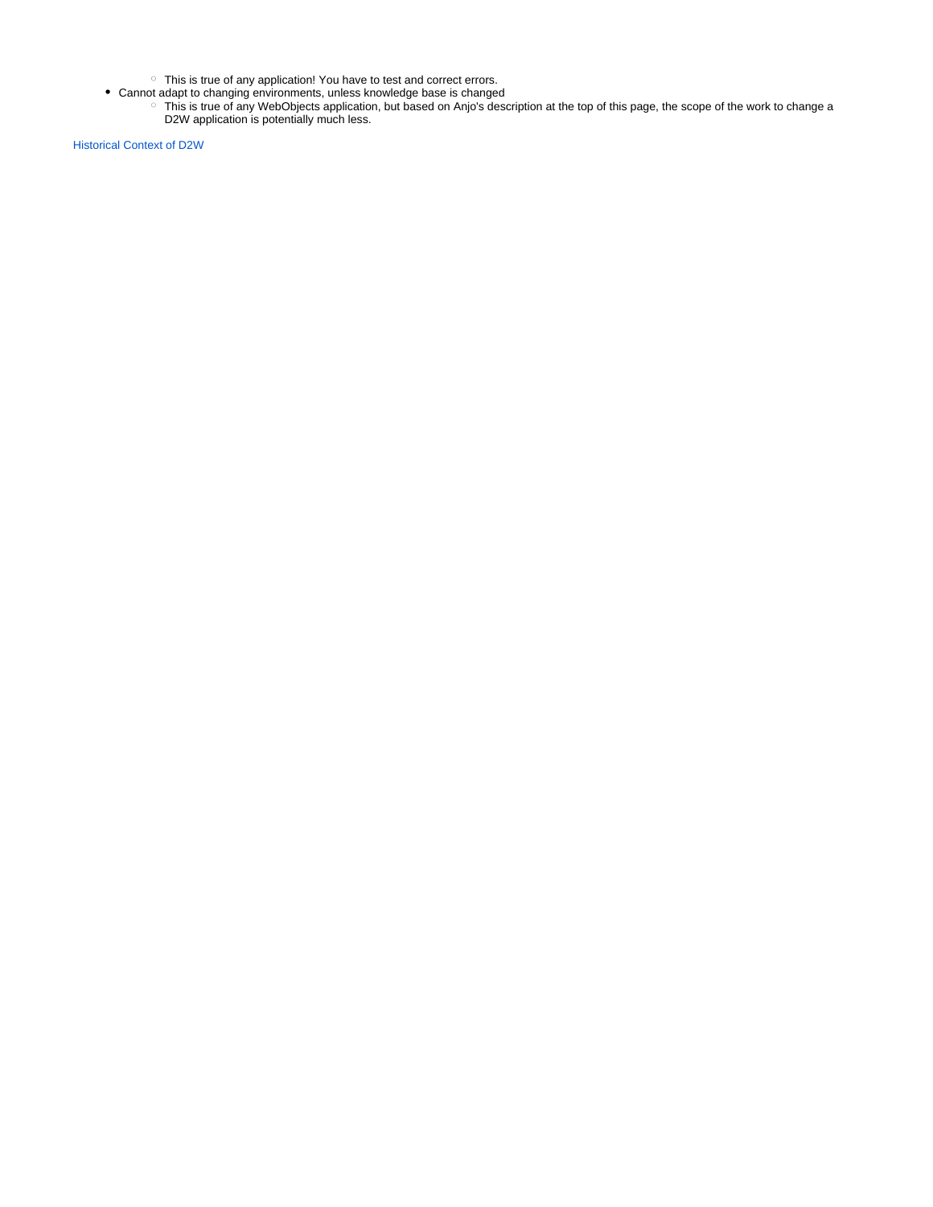- This is true of any application! You have to test and correct errors.
- Cannot adapt to changing environments, unless knowledge base is changed
    - This is true of any WebObjects application, but based on Anjo's description at the top of this page, the scope of the work to change a D2W application is potentially much less.

Historical Context of D2W